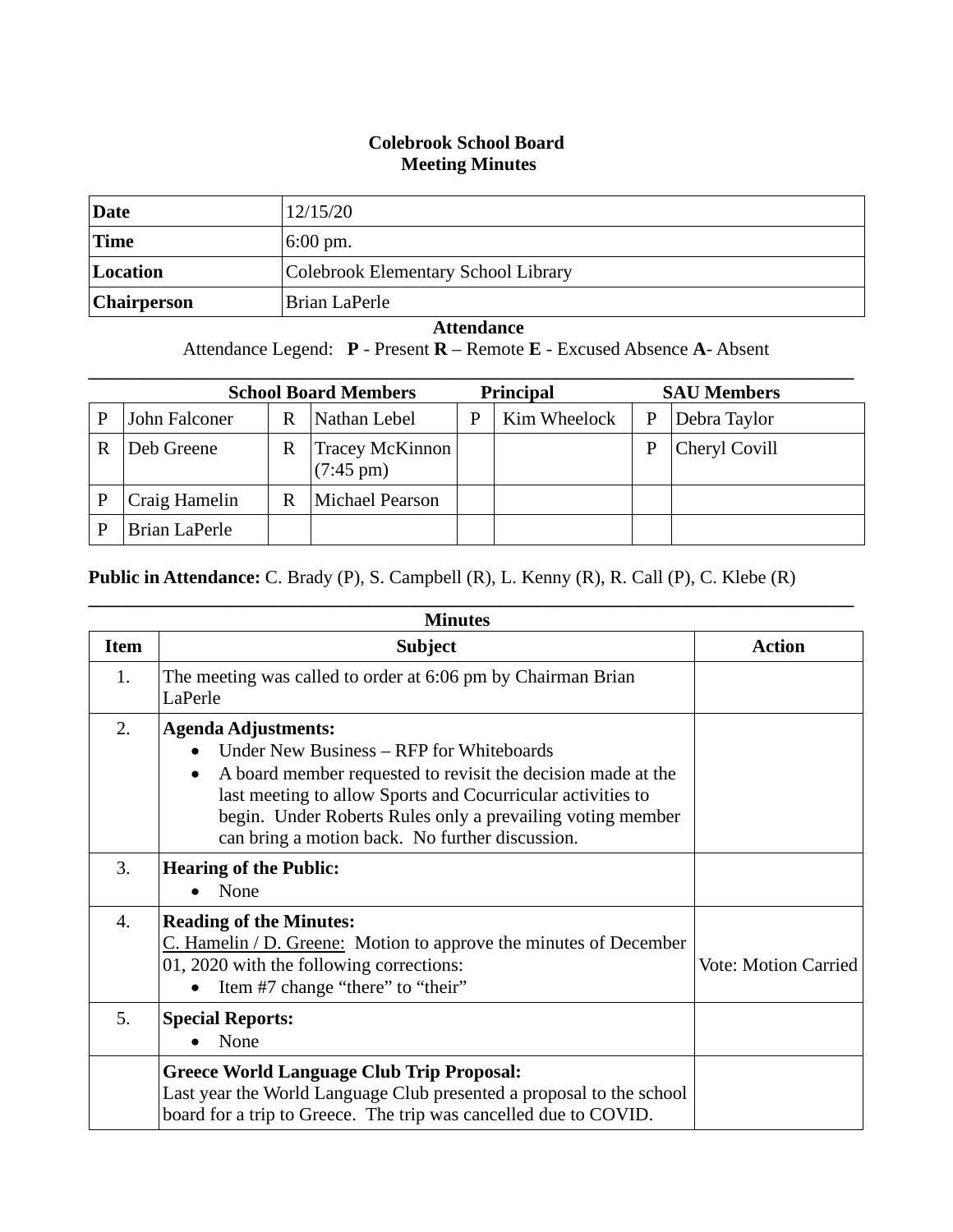# Colebrook School Board
# Meeting Minutes

| **Date** | 12/15/20 |
|---|---|
| **Time** | 6:00 pm. |
| **Location** | Colebrook Elementary School Library |
| **Chairperson** | Brian LaPerle |

**Attendance**

Attendance Legend: **P** - Present **R** – Remote **E** - Excused Absence **A**- Absent

| **School Board Members** | | | | **Principal** | | **SAU Members** | |
|---|---|---|---|---|---|---|---|
| P | John Falconer | R | Nathan Lebel | P | Kim Wheelock | P | Debra Taylor |
| R | Deb Greene | R | Tracey McKinnon (7:45 pm) | | | P | Cheryl Covill |
| P | Craig Hamelin | R | Michael Pearson | | | | |
| P | Brian LaPerle | | | | | | |

**Public in Attendance:** C. Brady (P), S. Campbell (R), L. Kenny (R), R. Call (P), C. Klebe (R)

**Minutes**

| Item | Subject | Action |
|---|---|---|
| 1. | The meeting was called to order at 6:06 pm by Chairman Brian LaPerle | |
| 2. | **Agenda Adjustments:**<br>• Under New Business – RFP for Whiteboards<br>• A board member requested to revisit the decision made at the last meeting to allow Sports and Cocurricular activities to begin. Under Roberts Rules only a prevailing voting member can bring a motion back. No further discussion. | |
| 3. | **Hearing of the Public:**<br>• None | |
| 4. | **Reading of the Minutes:**<br>C. Hamelin / D. Greene: Motion to approve the minutes of December 01, 2020 with the following corrections:<br>• Item #7 change "there" to "their" | Vote: Motion Carried |
| 5. | **Special Reports:**<br>• None | |
| | **Greece World Language Club Trip Proposal:**<br>Last year the World Language Club presented a proposal to the school board for a trip to Greece. The trip was cancelled due to COVID. | |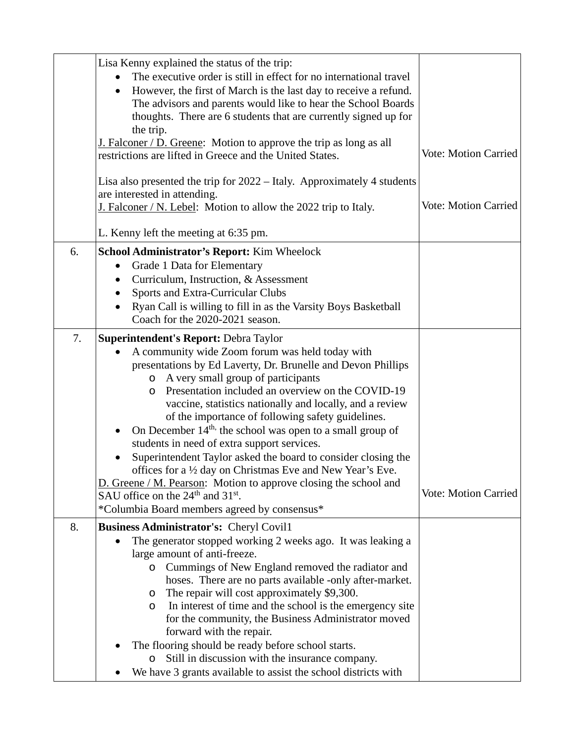| | | |
|---|---|---|
| | Lisa Kenny explained the status of the trip:<br>• The executive order is still in effect for no international travel<br>• However, the first of March is the last day to receive a refund. The advisors and parents would like to hear the School Boards thoughts. There are 6 students that are currently signed up for the trip.<br>J. Falconer / D. Greene: Motion to approve the trip as long as all restrictions are lifted in Greece and the United States.<br><br>Lisa also presented the trip for 2022 – Italy. Approximately 4 students are interested in attending.<br>J. Falconer / N. Lebel: Motion to allow the 2022 trip to Italy.<br><br>L. Kenny left the meeting at 6:35 pm. | Vote: Motion Carried<br><br>Vote: Motion Carried |
| 6. | **School Administrator's Report:** Kim Wheelock<br>• Grade 1 Data for Elementary<br>• Curriculum, Instruction, & Assessment<br>• Sports and Extra-Curricular Clubs<br>• Ryan Call is willing to fill in as the Varsity Boys Basketball Coach for the 2020-2021 season. | |
| 7. | **Superintendent's Report:** Debra Taylor<br>• A community wide Zoom forum was held today with presentations by Ed Laverty, Dr. Brunelle and Devon Phillips<br>  o A very small group of participants<br>  o Presentation included an overview on the COVID-19 vaccine, statistics nationally and locally, and a review of the importance of following safety guidelines.<br>• On December 14th, the school was open to a small group of students in need of extra support services.<br>• Superintendent Taylor asked the board to consider closing the offices for a ½ day on Christmas Eve and New Year's Eve.<br>D. Greene / M. Pearson: Motion to approve closing the school and SAU office on the 24th and 31st.<br>*Columbia Board members agreed by consensus* | Vote: Motion Carried |
| 8. | **Business Administrator's:** Cheryl Covil1<br>• The generator stopped working 2 weeks ago. It was leaking a large amount of anti-freeze.<br>  o Cummings of New England removed the radiator and hoses. There are no parts available -only after-market.<br>  o The repair will cost approximately $9,300.<br>  o In interest of time and the school is the emergency site for the community, the Business Administrator moved forward with the repair.<br>• The flooring should be ready before school starts.<br>  o Still in discussion with the insurance company.<br>• We have 3 grants available to assist the school districts with | |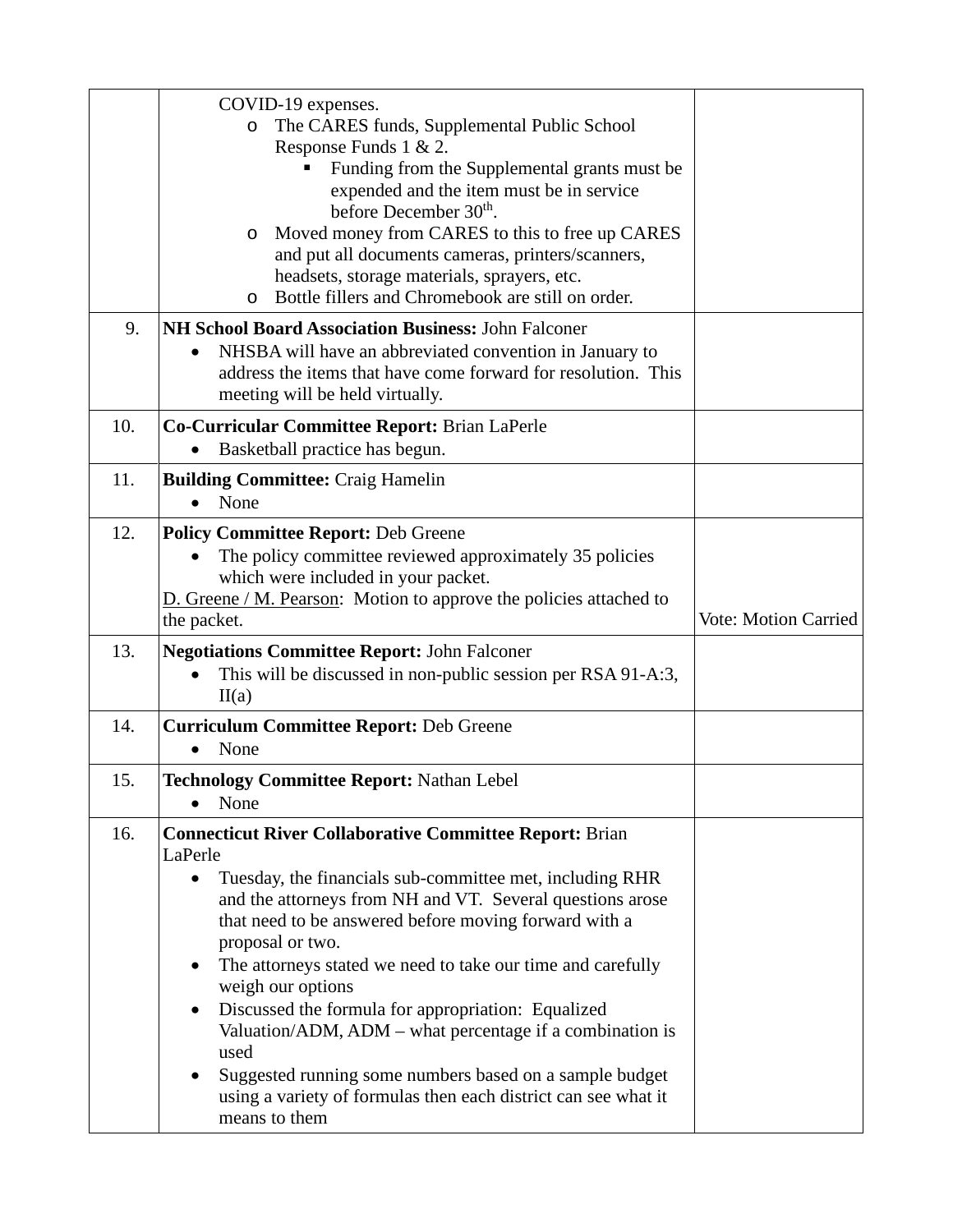| | | |
|---|---|---|
| | COVID-19 expenses.<br>o The CARES funds, Supplemental Public School Response Funds 1 & 2.<br>▪ Funding from the Supplemental grants must be expended and the item must be in service before December 30th.<br>o Moved money from CARES to this to free up CARES and put all documents cameras, printers/scanners, headsets, storage materials, sprayers, etc.<br>o Bottle fillers and Chromebook are still on order. | |
| 9. | **NH School Board Association Business:** John Falconer<br>• NHSBA will have an abbreviated convention in January to address the items that have come forward for resolution. This meeting will be held virtually. | |
| 10. | **Co-Curricular Committee Report:** Brian LaPerle<br>• Basketball practice has begun. | |
| 11. | **Building Committee:** Craig Hamelin<br>• None | |
| 12. | **Policy Committee Report:** Deb Greene<br>• The policy committee reviewed approximately 35 policies which were included in your packet.<br>D. Greene / M. Pearson: Motion to approve the policies attached to the packet. | Vote: Motion Carried |
| 13. | **Negotiations Committee Report:** John Falconer<br>• This will be discussed in non-public session per RSA 91-A:3, II(a) | |
| 14. | **Curriculum Committee Report:** Deb Greene<br>• None | |
| 15. | **Technology Committee Report:** Nathan Lebel<br>• None | |
| 16. | **Connecticut River Collaborative Committee Report:** Brian LaPerle<br>• Tuesday, the financials sub-committee met, including RHR and the attorneys from NH and VT. Several questions arose that need to be answered before moving forward with a proposal or two.<br>• The attorneys stated we need to take our time and carefully weigh our options<br>• Discussed the formula for appropriation: Equalized Valuation/ADM, ADM – what percentage if a combination is used<br>• Suggested running some numbers based on a sample budget using a variety of formulas then each district can see what it means to them | |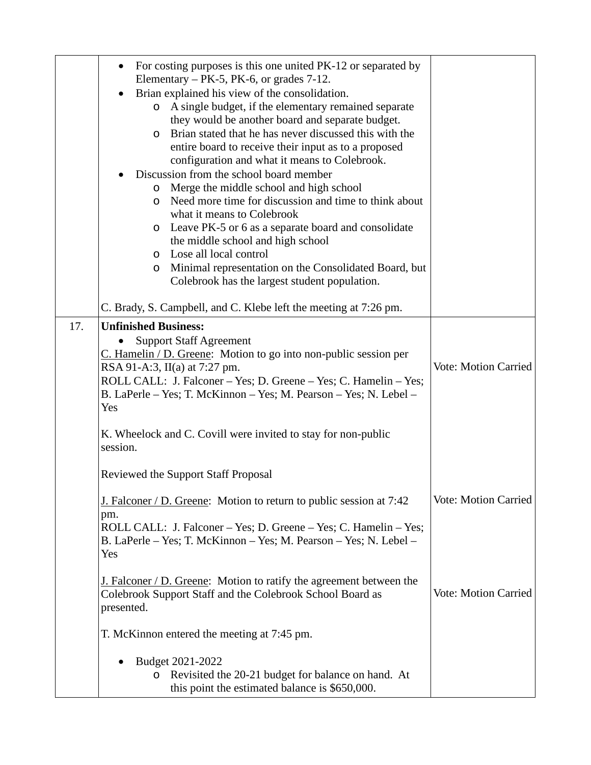| | | |
|---|---|---|
| | • For costing purposes is this one united PK-12 or separated by Elementary – PK-5, PK-6, or grades 7-12.<br>• Brian explained his view of the consolidation.<br>  o A single budget, if the elementary remained separate they would be another board and separate budget.<br>  o Brian stated that he has never discussed this with the entire board to receive their input as to a proposed configuration and what it means to Colebrook.<br>• Discussion from the school board member<br>  o Merge the middle school and high school<br>  o Need more time for discussion and time to think about what it means to Colebrook<br>  o Leave PK-5 or 6 as a separate board and consolidate the middle school and high school<br>  o Lose all local control<br>  o Minimal representation on the Consolidated Board, but Colebrook has the largest student population.<br><br>C. Brady, S. Campbell, and C. Klebe left the meeting at 7:26 pm. | |
| 17. | **Unfinished Business:**<br>• Support Staff Agreement<br>C. Hamelin / D. Greene: Motion to go into non-public session per RSA 91-A:3, II(a) at 7:27 pm.<br>ROLL CALL: J. Falconer – Yes; D. Greene – Yes; C. Hamelin – Yes; B. LaPerle – Yes; T. McKinnon – Yes; M. Pearson – Yes; N. Lebel – Yes<br><br>K. Wheelock and C. Covill were invited to stay for non-public session.<br><br>Reviewed the Support Staff Proposal<br><br>J. Falconer / D. Greene: Motion to return to public session at 7:42 pm.<br>ROLL CALL: J. Falconer – Yes; D. Greene – Yes; C. Hamelin – Yes; B. LaPerle – Yes; T. McKinnon – Yes; M. Pearson – Yes; N. Lebel – Yes<br><br>J. Falconer / D. Greene: Motion to ratify the agreement between the Colebrook Support Staff and the Colebrook School Board as presented.<br><br>T. McKinnon entered the meeting at 7:45 pm.<br><br>• Budget 2021-2022<br>  o Revisited the 20-21 budget for balance on hand. At this point the estimated balance is $650,000. | Vote: Motion Carried<br><br>Vote: Motion Carried<br><br>Vote: Motion Carried |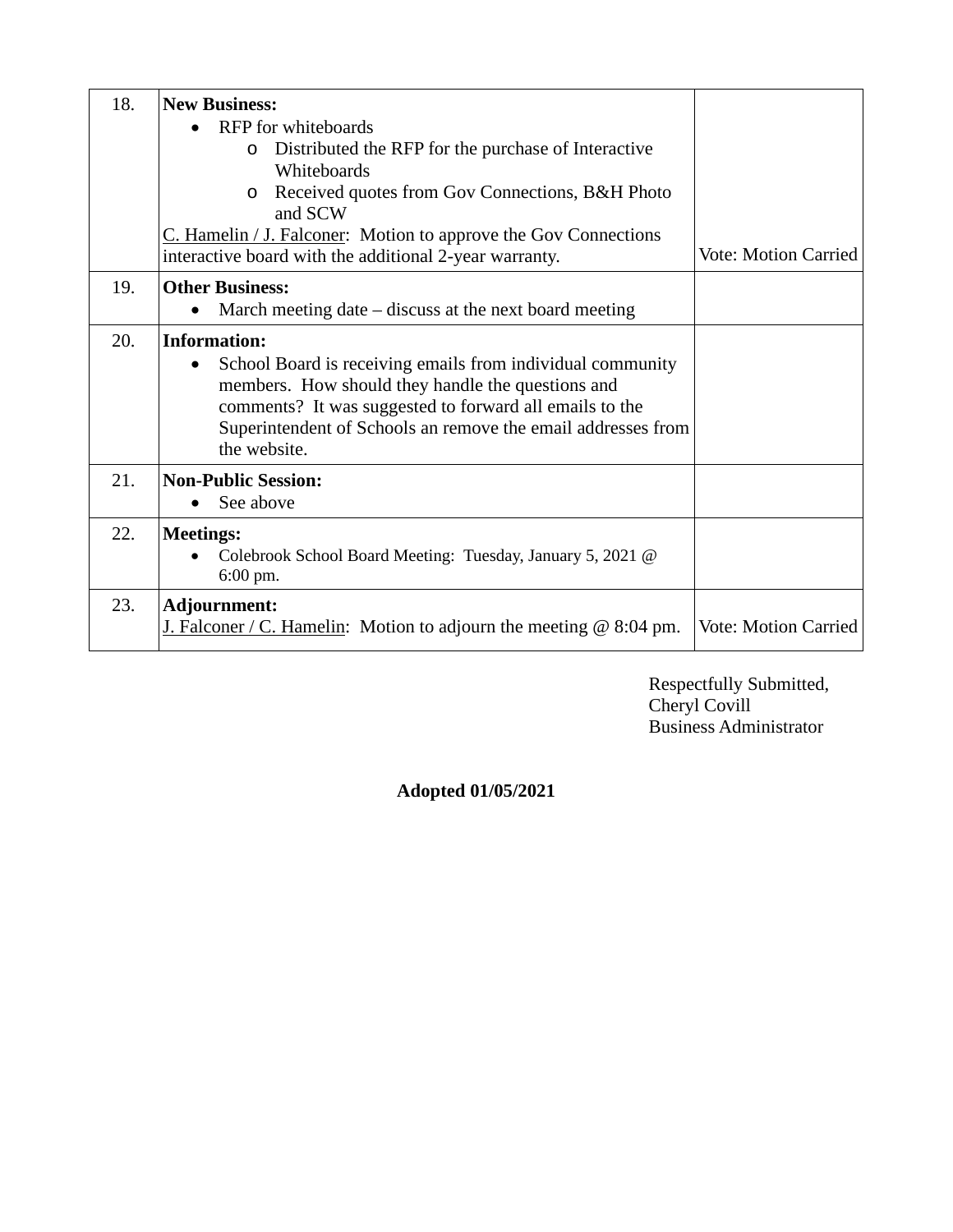| | | |
|---|---|---|
| 18. | **New Business:**<br>• RFP for whiteboards<br>  o Distributed the RFP for the purchase of Interactive Whiteboards<br>  o Received quotes from Gov Connections, B&H Photo and SCW<br><u>C. Hamelin / J. Falconer</u>: Motion to approve the Gov Connections interactive board with the additional 2-year warranty. | Vote: Motion Carried |
| 19. | **Other Business:**<br>• March meeting date – discuss at the next board meeting | |
| 20. | **Information:**<br>• School Board is receiving emails from individual community members. How should they handle the questions and comments? It was suggested to forward all emails to the Superintendent of Schools an remove the email addresses from the website. | |
| 21. | **Non-Public Session:**<br>• See above | |
| 22. | **Meetings:**<br>• Colebrook School Board Meeting: Tuesday, January 5, 2021 @ 6:00 pm. | |
| 23. | **Adjournment:**<br><u>J. Falconer / C. Hamelin</u>: Motion to adjourn the meeting @ 8:04 pm. | Vote: Motion Carried |

Respectfully Submitted,
Cheryl Covill
Business Administrator

**Adopted 01/05/2021**